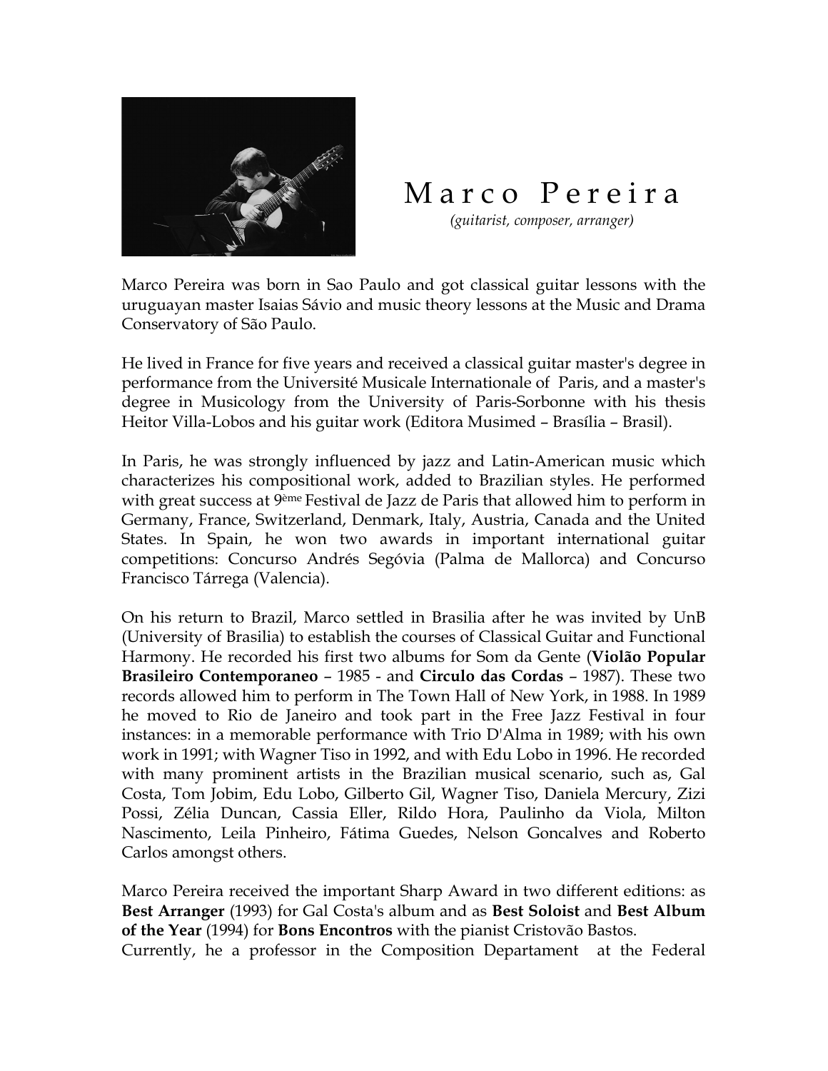# M a r c o   P e r e i r a

*(guitarist, composer, arranger)*

Marco Pereira was born in Sao Paulo and got classical guitar lessons with the uruguayan master Isaias Sávio and music theory lessons at the Music and Drama Conservatory of São Paulo.

He lived in France for five years and received a classical guitar master's degree in performance from the Université Musicale Internationale of Paris, and a master's degree in Musicology from the University of Paris-Sorbonne with his thesis Heitor Villa-Lobos and his guitar work (Editora Musimed – Brasília – Brasil).

In Paris, he was strongly influenced by jazz and Latin-American music which characterizes his compositional work, added to Brazilian styles. He performed with great success at 9ème Festival de Jazz de Paris that allowed him to perform in Germany, France, Switzerland, Denmark, Italy, Austria, Canada and the United States. In Spain, he won two awards in important international guitar competitions: Concurso Andrés Segóvia (Palma de Mallorca) and Concurso Francisco Tárrega (Valencia).

On his return to Brazil, Marco settled in Brasilia after he was invited by UnB (University of Brasilia) to establish the courses of Classical Guitar and Functional Harmony. He recorded his first two albums for Som da Gente (**Violão Popular Brasileiro Contemporaneo** – 1985 - and **Circulo das Cordas** – 1987). These two records allowed him to perform in The Town Hall of New York, in 1988. In 1989 he moved to Rio de Janeiro and took part in the Free Jazz Festival in four instances: in a memorable performance with Trio D'Alma in 1989; with his own work in 1991; with Wagner Tiso in 1992, and with Edu Lobo in 1996. He recorded with many prominent artists in the Brazilian musical scenario, such as, Gal Costa, Tom Jobim, Edu Lobo, Gilberto Gil, Wagner Tiso, Daniela Mercury, Zizi Possi, Zélia Duncan, Cassia Eller, Rildo Hora, Paulinho da Viola, Milton Nascimento, Leila Pinheiro, Fátima Guedes, Nelson Goncalves and Roberto Carlos amongst others.

Marco Pereira received the important Sharp Award in two different editions: as **Best Arranger** (1993) for Gal Costa's album and as **Best Soloist** and **Best Album of the Year** (1994) for **Bons Encontros** with the pianist Cristovão Bastos.
Currently, he a professor in the Composition Departament at the Federal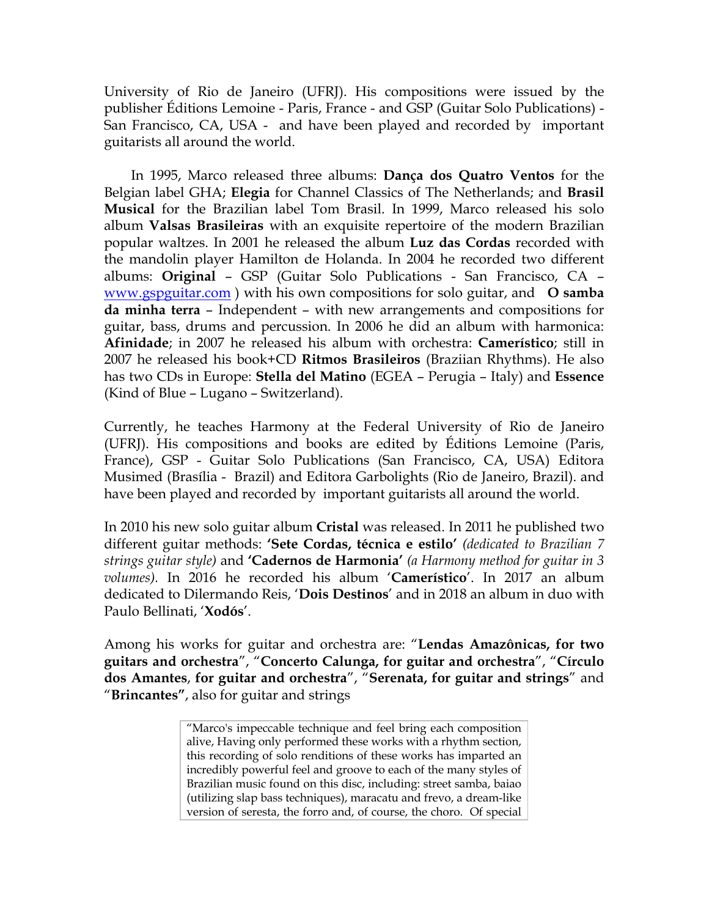University of Rio de Janeiro (UFRJ). His compositions were issued by the publisher Éditions Lemoine - Paris, France - and GSP (Guitar Solo Publications) - San Francisco, CA, USA - and have been played and recorded by important guitarists all around the world.

In 1995, Marco released three albums: **Dança dos Quatro Ventos** for the Belgian label GHA; **Elegia** for Channel Classics of The Netherlands; and **Brasil Musical** for the Brazilian label Tom Brasil. In 1999, Marco released his solo album **Valsas Brasileiras** with an exquisite repertoire of the modern Brazilian popular waltzes. In 2001 he released the album **Luz das Cordas** recorded with the mandolin player Hamilton de Holanda. In 2004 he recorded two different albums: **Original** – GSP (Guitar Solo Publications - San Francisco, CA – www.gspguitar.com ) with his own compositions for solo guitar, and **O samba da minha terra** – Independent – with new arrangements and compositions for guitar, bass, drums and percussion. In 2006 he did an album with harmonica: **Afinidade**; in 2007 he released his album with orchestra: **Camerístico**; still in 2007 he released his book+CD **Ritmos Brasileiros** (Braziian Rhythms). He also has two CDs in Europe: **Stella del Matino** (EGEA – Perugia – Italy) and **Essence** (Kind of Blue – Lugano – Switzerland).

Currently, he teaches Harmony at the Federal University of Rio de Janeiro (UFRJ). His compositions and books are edited by Éditions Lemoine (Paris, France), GSP - Guitar Solo Publications (San Francisco, CA, USA) Editora Musimed (Brasília - Brazil) and Editora Garbolights (Rio de Janeiro, Brazil). and have been played and recorded by important guitarists all around the world.

In 2010 his new solo guitar album **Cristal** was released. In 2011 he published two different guitar methods: **'Sete Cordas, técnica e estilo'** *(dedicated to Brazilian 7 strings guitar style)* and **'Cadernos de Harmonia'** *(a Harmony method for guitar in 3 volumes).* In 2016 he recorded his album '**Camerístico**'. In 2017 an album dedicated to Dilermando Reis, '**Dois Destinos**' and in 2018 an album in duo with Paulo Bellinati, '**Xodós**'.

Among his works for guitar and orchestra are: "**Lendas Amazônicas, for two guitars and orchestra**", "**Concerto Calunga, for guitar and orchestra**", "**Círculo dos Amantes**, **for guitar and orchestra**", "**Serenata, for guitar and strings**" and "**Brincantes"**, also for guitar and strings

> "Marco's impeccable technique and feel bring each composition alive, Having only performed these works with a rhythm section, this recording of solo renditions of these works has imparted an incredibly powerful feel and groove to each of the many styles of Brazilian music found on this disc, including: street samba, baiao (utilizing slap bass techniques), maracatu and frevo, a dream-like version of seresta, the forro and, of course, the choro. Of special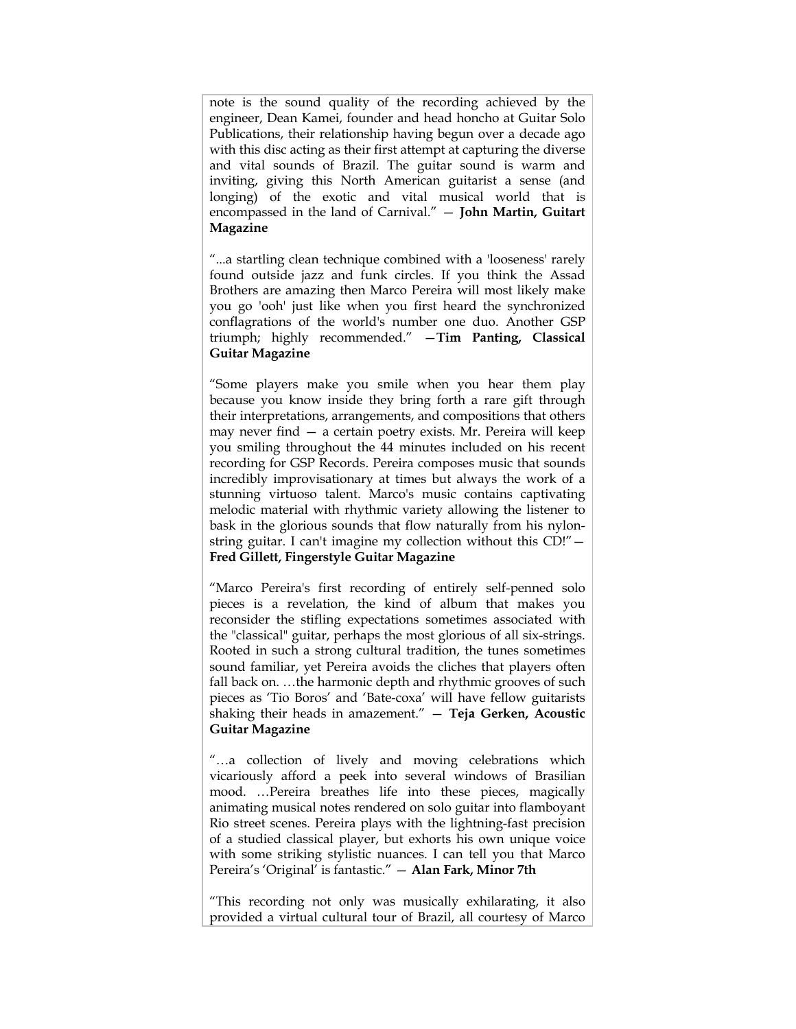note is the sound quality of the recording achieved by the engineer, Dean Kamei, founder and head honcho at Guitar Solo Publications, their relationship having begun over a decade ago with this disc acting as their first attempt at capturing the diverse and vital sounds of Brazil. The guitar sound is warm and inviting, giving this North American guitarist a sense (and longing) of the exotic and vital musical world that is encompassed in the land of Carnival." — **John Martin, Guitart Magazine**

"...a startling clean technique combined with a 'looseness' rarely found outside jazz and funk circles. If you think the Assad Brothers are amazing then Marco Pereira will most likely make you go 'ooh' just like when you first heard the synchronized conflagrations of the world's number one duo. Another GSP triumph; highly recommended." —**Tim Panting, Classical Guitar Magazine**

"Some players make you smile when you hear them play because you know inside they bring forth a rare gift through their interpretations, arrangements, and compositions that others may never find — a certain poetry exists. Mr. Pereira will keep you smiling throughout the 44 minutes included on his recent recording for GSP Records. Pereira composes music that sounds incredibly improvisationary at times but always the work of a stunning virtuoso talent. Marco's music contains captivating melodic material with rhythmic variety allowing the listener to bask in the glorious sounds that flow naturally from his nylon-string guitar. I can't imagine my collection without this CD!"— **Fred Gillett, Fingerstyle Guitar Magazine**

"Marco Pereira's first recording of entirely self-penned solo pieces is a revelation, the kind of album that makes you reconsider the stifling expectations sometimes associated with the "classical" guitar, perhaps the most glorious of all six-strings. Rooted in such a strong cultural tradition, the tunes sometimes sound familiar, yet Pereira avoids the cliches that players often fall back on. …the harmonic depth and rhythmic grooves of such pieces as 'Tio Boros' and 'Bate-coxa' will have fellow guitarists shaking their heads in amazement." — **Teja Gerken, Acoustic Guitar Magazine**

"…a collection of lively and moving celebrations which vicariously afford a peek into several windows of Brasilian mood. …Pereira breathes life into these pieces, magically animating musical notes rendered on solo guitar into flamboyant Rio street scenes. Pereira plays with the lightning-fast precision of a studied classical player, but exhorts his own unique voice with some striking stylistic nuances. I can tell you that Marco Pereira's 'Original' is fantastic." — **Alan Fark, Minor 7th**

"This recording not only was musically exhilarating, it also provided a virtual cultural tour of Brazil, all courtesy of Marco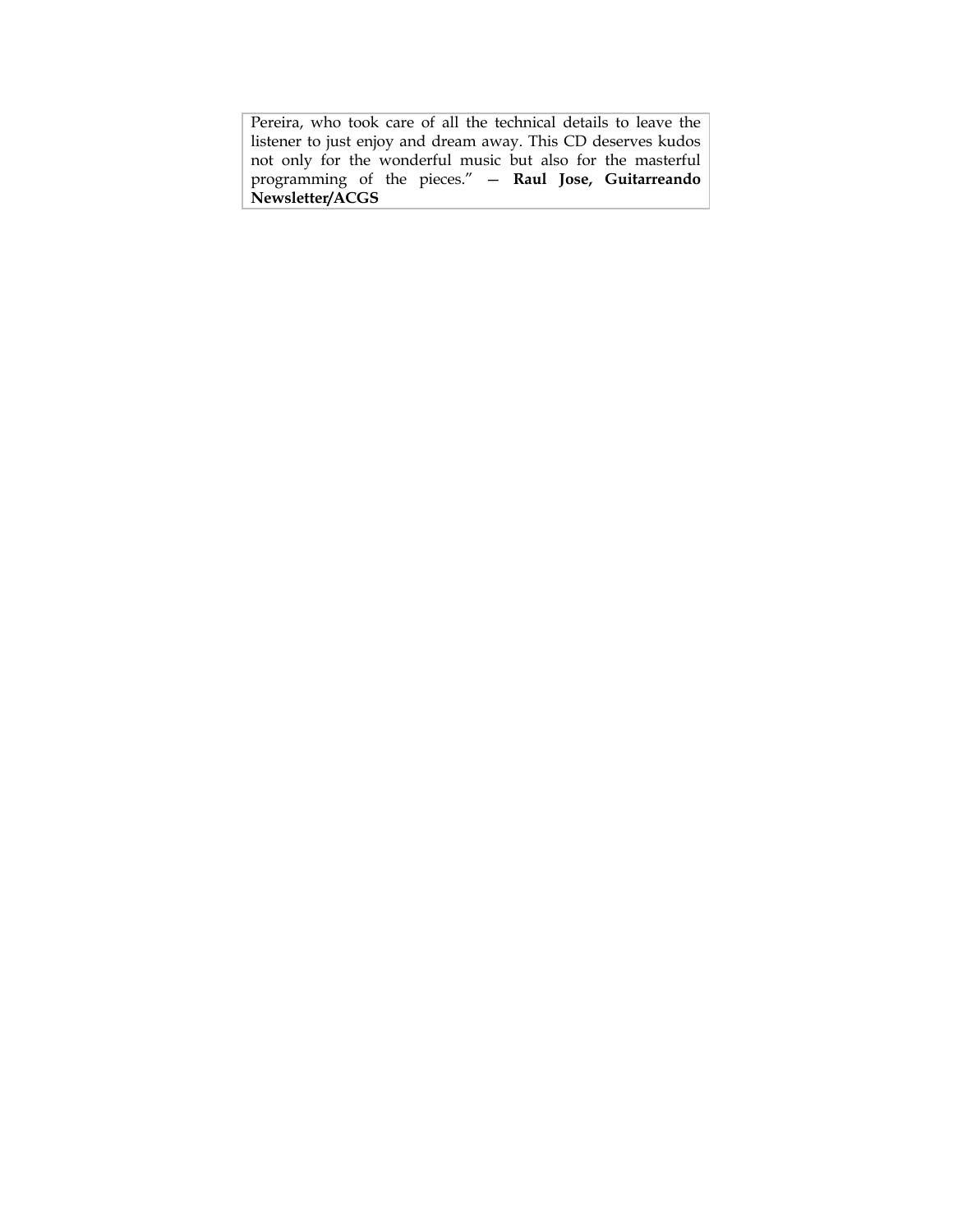Pereira, who took care of all the technical details to leave the listener to just enjoy and dream away. This CD deserves kudos not only for the wonderful music but also for the masterful programming of the pieces." — **Raul Jose, Guitarreando Newsletter/ACGS**